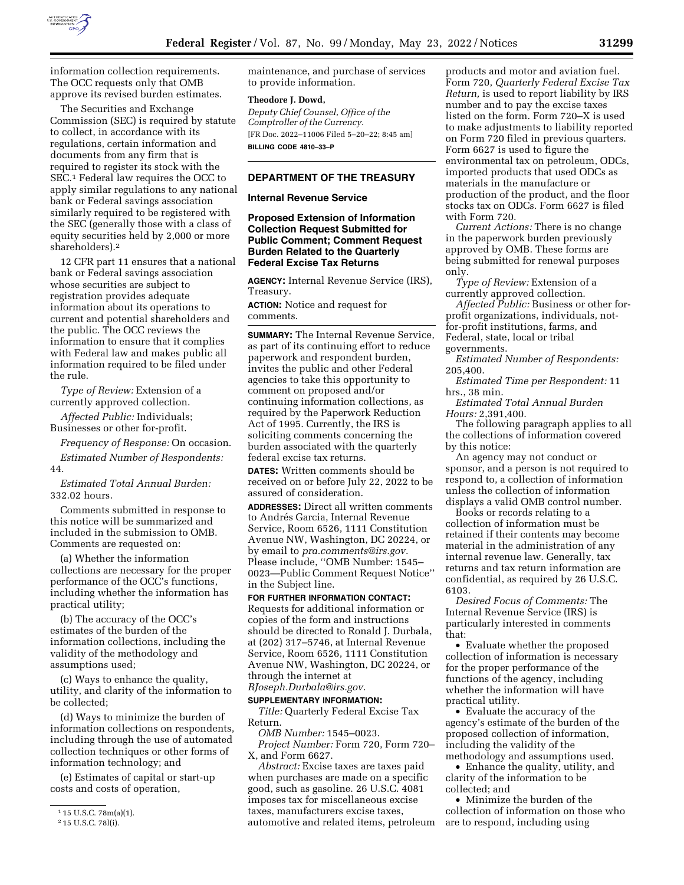information collection requirements. The OCC requests only that OMB approve its revised burden estimates.

The Securities and Exchange Commission (SEC) is required by statute to collect, in accordance with its regulations, certain information and documents from any firm that is required to register its stock with the SEC.[1] Federal law requires the OCC to apply similar regulations to any national bank or Federal savings association similarly required to be registered with the SEC (generally those with a class of equity securities held by 2,000 or more shareholders).[2]

12 CFR part 11 ensures that a national bank or Federal savings association whose securities are subject to registration provides adequate information about its operations to current and potential shareholders and the public. The OCC reviews the information to ensure that it complies with Federal law and makes public all information required to be filed under the rule.

*Type of Review:* Extension of a currently approved collection.

*Affected Public:* Individuals; Businesses or other for-profit.

*Frequency of Response:* On occasion.

*Estimated Number of Respondents:* 44.

*Estimated Total Annual Burden:* 332.02 hours.

Comments submitted in response to this notice will be summarized and included in the submission to OMB. Comments are requested on:

(a) Whether the information collections are necessary for the proper performance of the OCC's functions, including whether the information has practical utility;

(b) The accuracy of the OCC's estimates of the burden of the information collections, including the validity of the methodology and assumptions used;

(c) Ways to enhance the quality, utility, and clarity of the information to be collected;

(d) Ways to minimize the burden of information collections on respondents, including through the use of automated collection techniques or other forms of information technology; and

(e) Estimates of capital or start-up costs and costs of operation, maintenance, and purchase of services to provide information.

**Theodore J. Dowd,**

*Deputy Chief Counsel, Office of the Comptroller of the Currency.*

[FR Doc. 2022–11006 Filed 5–20–22; 8:45 am]

**BILLING CODE 4810–33–P**

[1] 15 U.S.C. 78m(a)(1).

[2] 15 U.S.C. 78l(i).

## DEPARTMENT OF THE TREASURY

### Internal Revenue Service

### Proposed Extension of Information Collection Request Submitted for Public Comment; Comment Request Burden Related to the Quarterly Federal Excise Tax Returns

**AGENCY:** Internal Revenue Service (IRS), Treasury.

**ACTION:** Notice and request for comments.

**SUMMARY:** The Internal Revenue Service, as part of its continuing effort to reduce paperwork and respondent burden, invites the public and other Federal agencies to take this opportunity to comment on proposed and/or continuing information collections, as required by the Paperwork Reduction Act of 1995. Currently, the IRS is soliciting comments concerning the burden associated with the quarterly federal excise tax returns.

**DATES:** Written comments should be received on or before July 22, 2022 to be assured of consideration.

**ADDRESSES:** Direct all written comments to Andrés Garcia, Internal Revenue Service, Room 6526, 1111 Constitution Avenue NW, Washington, DC 20224, or by email to *pra.comments@irs.gov.* Please include, ''OMB Number: 1545–0023—Public Comment Request Notice'' in the Subject line.

**FOR FURTHER INFORMATION CONTACT:** Requests for additional information or copies of the form and instructions should be directed to Ronald J. Durbala, at (202) 317–5746, at Internal Revenue Service, Room 6526, 1111 Constitution Avenue NW, Washington, DC 20224, or through the internet at *RJoseph.Durbala@irs.gov.*

**SUPPLEMENTARY INFORMATION:**

*Title:* Quarterly Federal Excise Tax Return.

*OMB Number:* 1545–0023.

*Project Number:* Form 720, Form 720–X, and Form 6627.

*Abstract:* Excise taxes are taxes paid when purchases are made on a specific good, such as gasoline. 26 U.S.C. 4081 imposes tax for miscellaneous excise taxes, manufacturers excise taxes, automotive and related items, petroleum products and motor and aviation fuel. Form 720, *Quarterly Federal Excise Tax Return,* is used to report liability by IRS number and to pay the excise taxes listed on the form. Form 720–X is used to make adjustments to liability reported on Form 720 filed in previous quarters. Form 6627 is used to figure the environmental tax on petroleum, ODCs, imported products that used ODCs as materials in the manufacture or production of the product, and the floor stocks tax on ODCs. Form 6627 is filed with Form 720.

*Current Actions:* There is no change in the paperwork burden previously approved by OMB. These forms are being submitted for renewal purposes only.

*Type of Review:* Extension of a currently approved collection.

*Affected Public:* Business or other for-profit organizations, individuals, not-for-profit institutions, farms, and Federal, state, local or tribal governments.

*Estimated Number of Respondents:* 205,400.

*Estimated Time per Respondent:* 11 hrs., 38 min.

*Estimated Total Annual Burden Hours:* 2,391,400.

The following paragraph applies to all the collections of information covered by this notice:

An agency may not conduct or sponsor, and a person is not required to respond to, a collection of information unless the collection of information displays a valid OMB control number.

Books or records relating to a collection of information must be retained if their contents may become material in the administration of any internal revenue law. Generally, tax returns and tax return information are confidential, as required by 26 U.S.C. 6103.

*Desired Focus of Comments:* The Internal Revenue Service (IRS) is particularly interested in comments that:

- Evaluate whether the proposed collection of information is necessary for the proper performance of the functions of the agency, including whether the information will have practical utility.
- Evaluate the accuracy of the agency's estimate of the burden of the proposed collection of information, including the validity of the methodology and assumptions used.
- Enhance the quality, utility, and clarity of the information to be collected; and
- Minimize the burden of the collection of information on those who are to respond, including using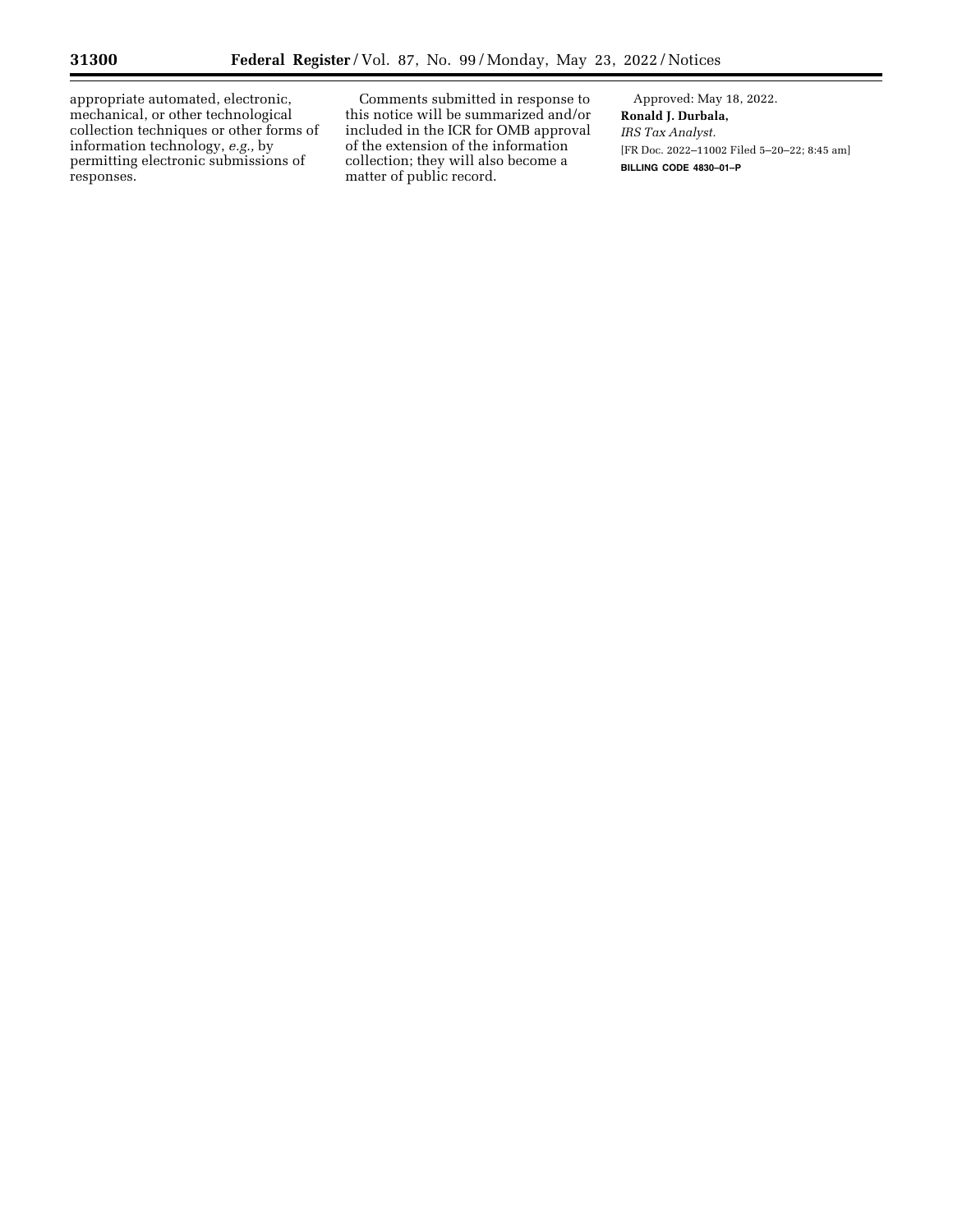appropriate automated, electronic, mechanical, or other technological collection techniques or other forms of information technology, *e.g.,* by permitting electronic submissions of responses.

Comments submitted in response to this notice will be summarized and/or included in the ICR for OMB approval of the extension of the information collection; they will also become a matter of public record.

Approved: May 18, 2022.

**Ronald J. Durbala,**

*IRS Tax Analyst.*

[FR Doc. 2022–11002 Filed 5–20–22; 8:45 am]

**BILLING CODE 4830–01–P**